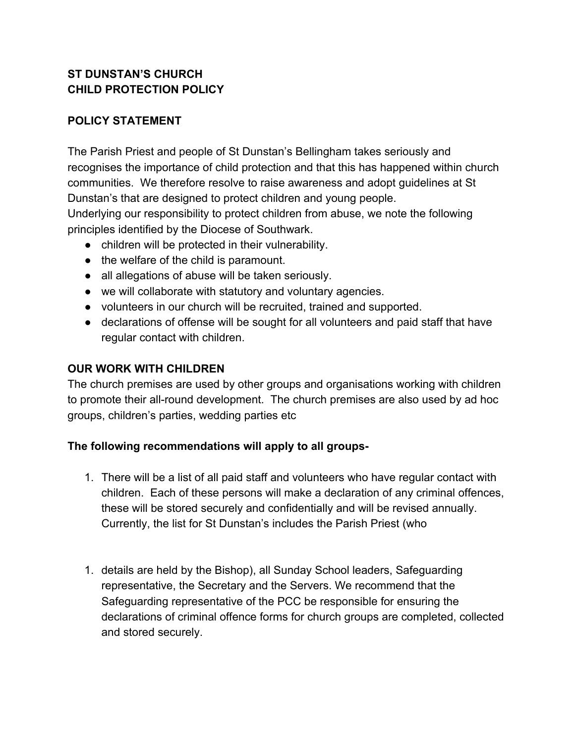**ST DUNSTAN'S CHURCH**
**CHILD PROTECTION POLICY**

**POLICY STATEMENT**

The Parish Priest and people of St Dunstan's Bellingham takes seriously and recognises the importance of child protection and that this has happened within church communities. We therefore resolve to raise awareness and adopt guidelines at St Dunstan's that are designed to protect children and young people.
Underlying our responsibility to protect children from abuse, we note the following principles identified by the Diocese of Southwark.

- children will be protected in their vulnerability.
- the welfare of the child is paramount.
- all allegations of abuse will be taken seriously.
- we will collaborate with statutory and voluntary agencies.
- volunteers in our church will be recruited, trained and supported.
- declarations of offense will be sought for all volunteers and paid staff that have regular contact with children.

**OUR WORK WITH CHILDREN**

The church premises are used by other groups and organisations working with children to promote their all-round development. The church premises are also used by ad hoc groups, children's parties, wedding parties etc

**The following recommendations will apply to all groups-**

1. There will be a list of all paid staff and volunteers who have regular contact with children. Each of these persons will make a declaration of any criminal offences, these will be stored securely and confidentially and will be revised annually. Currently, the list for St Dunstan's includes the Parish Priest (who

1. details are held by the Bishop), all Sunday School leaders, Safeguarding representative, the Secretary and the Servers. We recommend that the Safeguarding representative of the PCC be responsible for ensuring the declarations of criminal offence forms for church groups are completed, collected and stored securely.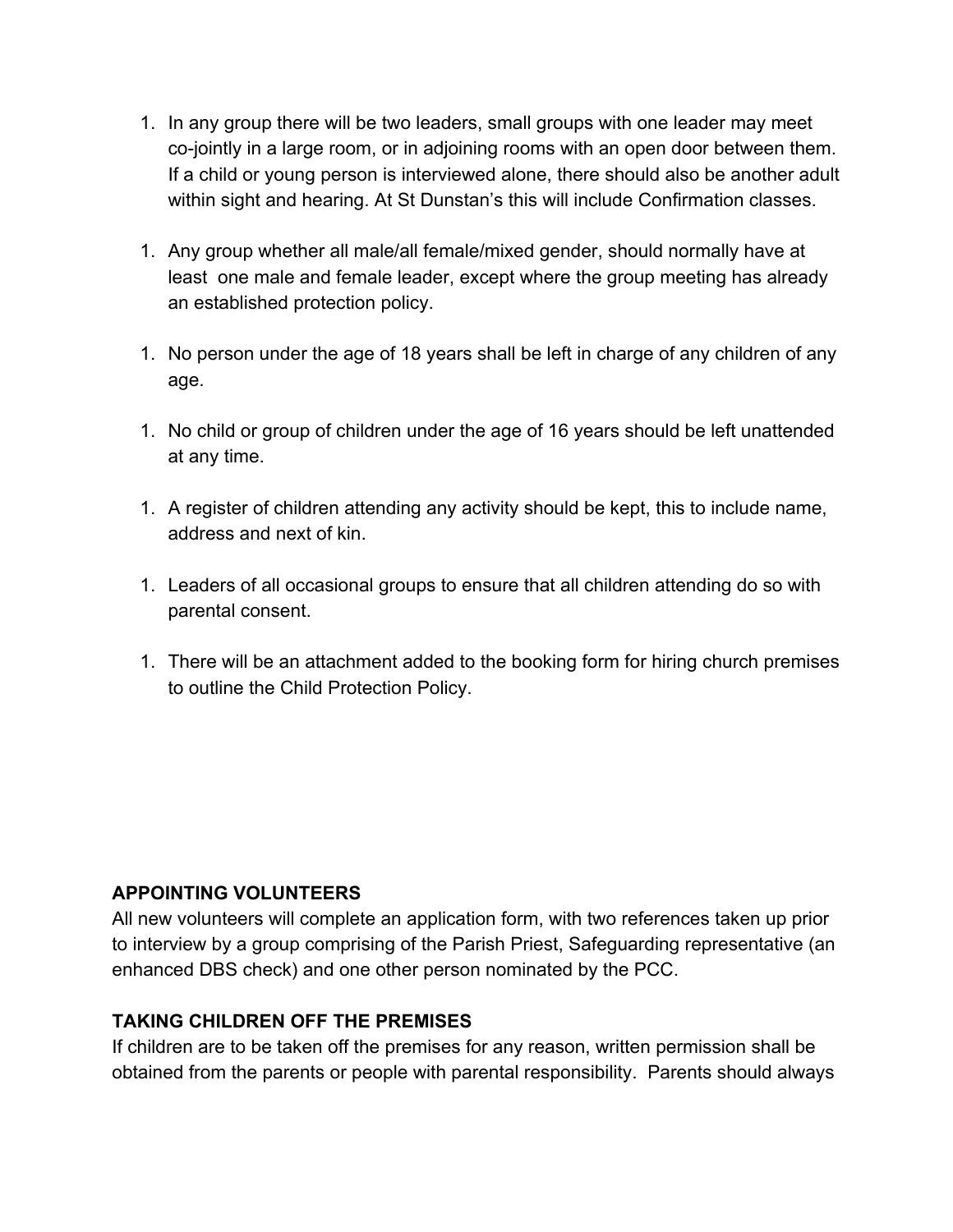1. In any group there will be two leaders, small groups with one leader may meet co-jointly in a large room, or in adjoining rooms with an open door between them. If a child or young person is interviewed alone, there should also be another adult within sight and hearing. At St Dunstan's this will include Confirmation classes.

1. Any group whether all male/all female/mixed gender, should normally have at least one male and female leader, except where the group meeting has already an established protection policy.

1. No person under the age of 18 years shall be left in charge of any children of any age.

1. No child or group of children under the age of 16 years should be left unattended at any time.

1. A register of children attending any activity should be kept, this to include name, address and next of kin.

1. Leaders of all occasional groups to ensure that all children attending do so with parental consent.

1. There will be an attachment added to the booking form for hiring church premises to outline the Child Protection Policy.

**APPOINTING VOLUNTEERS**

All new volunteers will complete an application form, with two references taken up prior to interview by a group comprising of the Parish Priest, Safeguarding representative (an enhanced DBS check) and one other person nominated by the PCC.

**TAKING CHILDREN OFF THE PREMISES**

If children are to be taken off the premises for any reason, written permission shall be obtained from the parents or people with parental responsibility. Parents should always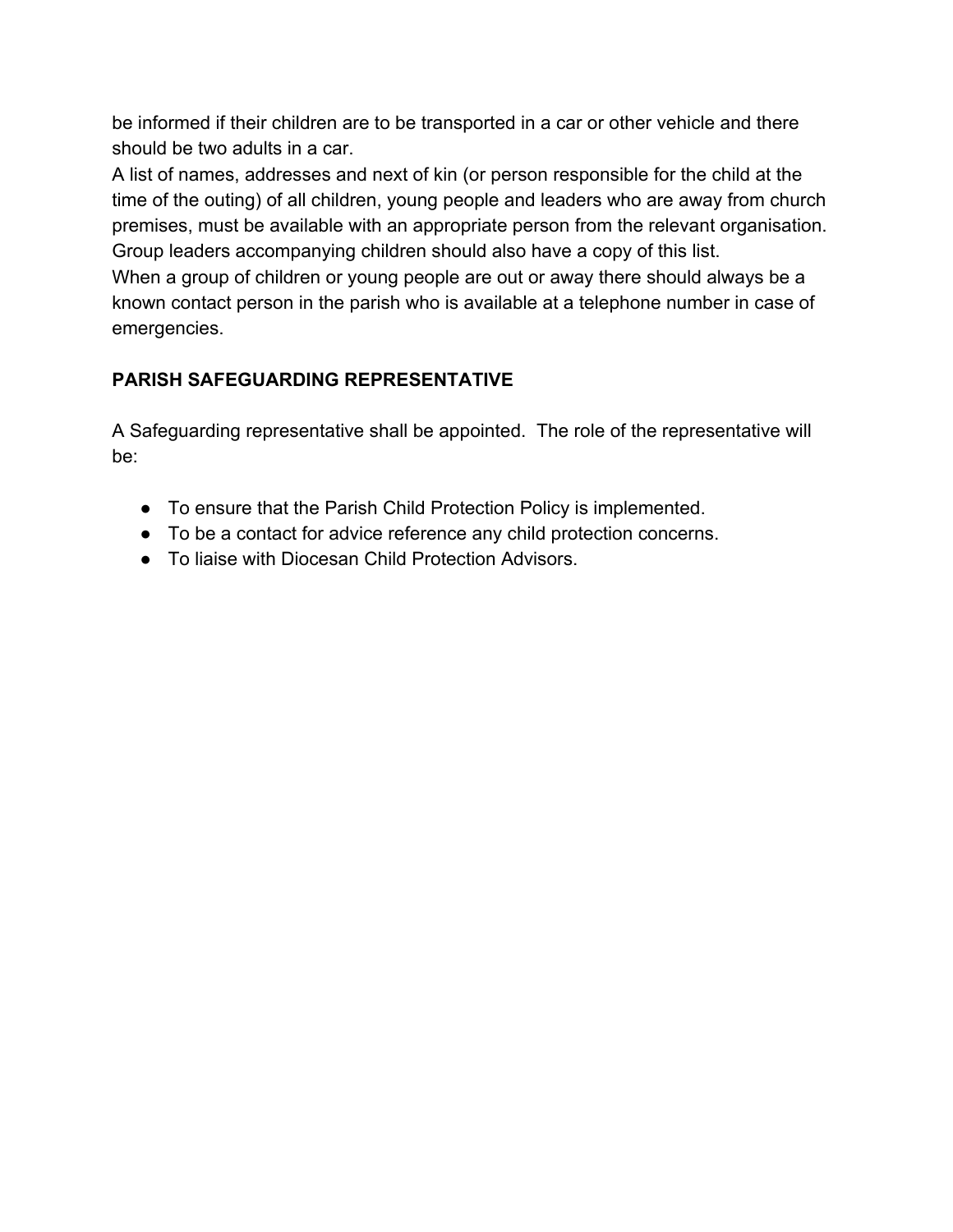be informed if their children are to be transported in a car or other vehicle and there should be two adults in a car.

A list of names, addresses and next of kin (or person responsible for the child at the time of the outing) of all children, young people and leaders who are away from church premises, must be available with an appropriate person from the relevant organisation. Group leaders accompanying children should also have a copy of this list.

When a group of children or young people are out or away there should always be a known contact person in the parish who is available at a telephone number in case of emergencies.

## PARISH SAFEGUARDING REPRESENTATIVE

A Safeguarding representative shall be appointed. The role of the representative will be:

- To ensure that the Parish Child Protection Policy is implemented.
- To be a contact for advice reference any child protection concerns.
- To liaise with Diocesan Child Protection Advisors.